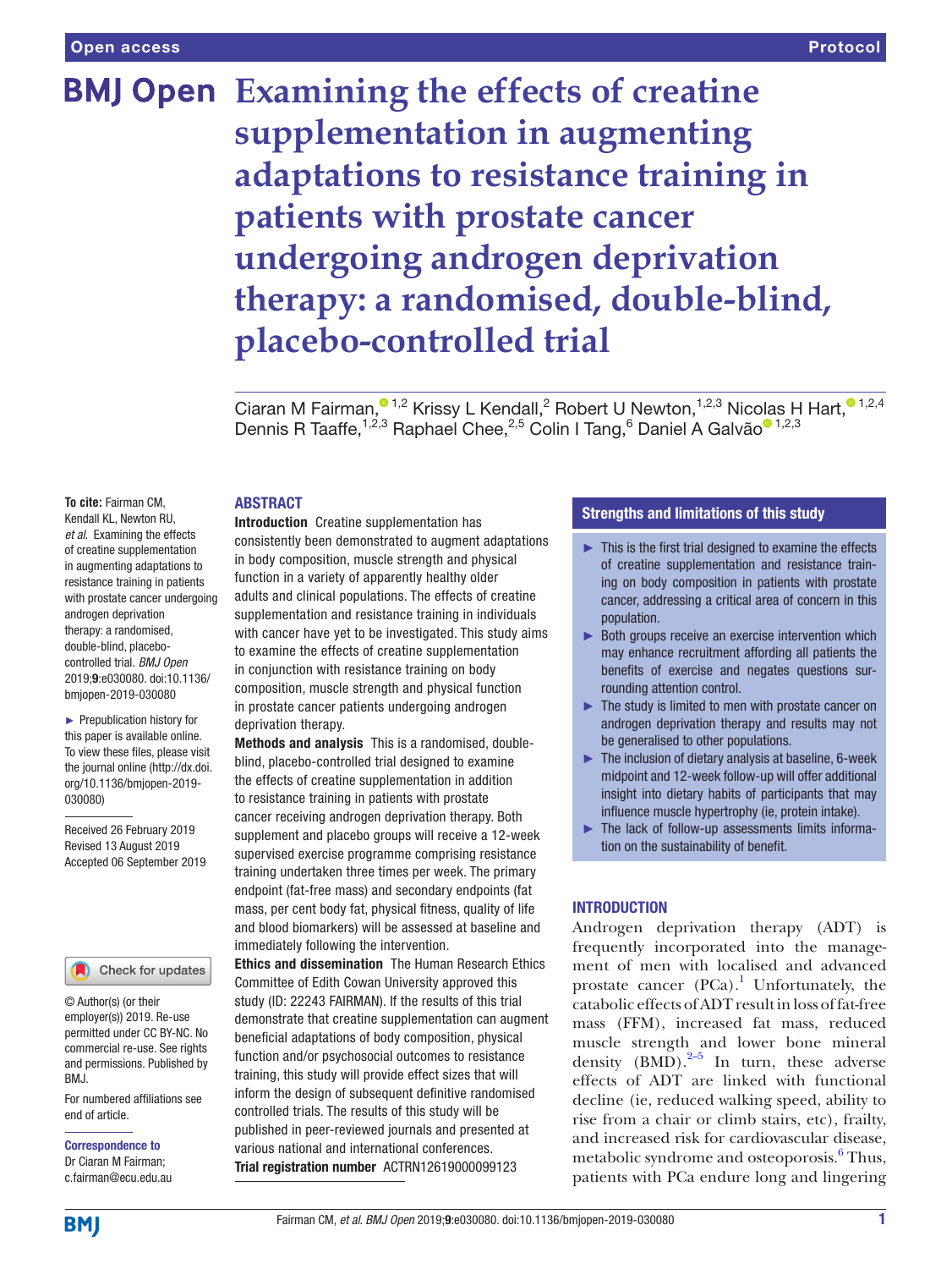Open access | Protocol

# Examining the effects of creatine supplementation in augmenting adaptations to resistance training in patients with prostate cancer undergoing androgen deprivation therapy: a randomised, double-blind, placebo-controlled trial

Ciaran M Fairman,[1,2] Krissy L Kendall,[2] Robert U Newton,[1,2,3] Nicolas H Hart,[1,2,4] Dennis R Taaffe,[1,2,3] Raphael Chee,[2,5] Colin I Tang,[6] Daniel A Galvão[1,2,3]

**To cite:** Fairman CM, Kendall KL, Newton RU, *et al*. Examining the effects of creatine supplementation in augmenting adaptations to resistance training in patients with prostate cancer undergoing androgen deprivation therapy: a randomised, double-blind, placebo-controlled trial. *BMJ Open* 2019;**9**:e030080. doi:10.1136/bmjopen-2019-030080

► Prepublication history for this paper is available online. To view these files, please visit the journal online (http://dx.doi.org/10.1136/bmjopen-2019-030080)

Received 26 February 2019
Revised 13 August 2019
Accepted 06 September 2019

© Author(s) (or their employer(s)) 2019. Re-use permitted under CC BY-NC. No commercial re-use. See rights and permissions. Published by BMJ.

For numbered affiliations see end of article.

**Correspondence to**
Dr Ciaran M Fairman;
c.fairman@ecu.edu.au

## ABSTRACT

**Introduction** Creatine supplementation has consistently been demonstrated to augment adaptations in body composition, muscle strength and physical function in a variety of apparently healthy older adults and clinical populations. The effects of creatine supplementation and resistance training in individuals with cancer have yet to be investigated. This study aims to examine the effects of creatine supplementation in conjunction with resistance training on body composition, muscle strength and physical function in prostate cancer patients undergoing androgen deprivation therapy.

**Methods and analysis** This is a randomised, double-blind, placebo-controlled trial designed to examine the effects of creatine supplementation in addition to resistance training in patients with prostate cancer receiving androgen deprivation therapy. Both supplement and placebo groups will receive a 12-week supervised exercise programme comprising resistance training undertaken three times per week. The primary endpoint (fat-free mass) and secondary endpoints (fat mass, per cent body fat, physical fitness, quality of life and blood biomarkers) will be assessed at baseline and immediately following the intervention.

**Ethics and dissemination** The Human Research Ethics Committee of Edith Cowan University approved this study (ID: 22243 FAIRMAN). If the results of this trial demonstrate that creatine supplementation can augment beneficial adaptations of body composition, physical function and/or psychosocial outcomes to resistance training, this study will provide effect sizes that will inform the design of subsequent definitive randomised controlled trials. The results of this study will be published in peer-reviewed journals and presented at various national and international conferences.

**Trial registration number** ACTRN12619000099123

### Strengths and limitations of this study

- This is the first trial designed to examine the effects of creatine supplementation and resistance training on body composition in patients with prostate cancer, addressing a critical area of concern in this population.
- Both groups receive an exercise intervention which may enhance recruitment affording all patients the benefits of exercise and negates questions surrounding attention control.
- The study is limited to men with prostate cancer on androgen deprivation therapy and results may not be generalised to other populations.
- The inclusion of dietary analysis at baseline, 6-week midpoint and 12-week follow-up will offer additional insight into dietary habits of participants that may influence muscle hypertrophy (ie, protein intake).
- The lack of follow-up assessments limits information on the sustainability of benefit.

## INTRODUCTION

Androgen deprivation therapy (ADT) is frequently incorporated into the management of men with localised and advanced prostate cancer (PCa).[1] Unfortunately, the catabolic effects of ADT result in loss of fat-free mass (FFM), increased fat mass, reduced muscle strength and lower bone mineral density (BMD).[2–5] In turn, these adverse effects of ADT are linked with functional decline (ie, reduced walking speed, ability to rise from a chair or climb stairs, etc), frailty, and increased risk for cardiovascular disease, metabolic syndrome and osteoporosis.[6] Thus, patients with PCa endure long and lingering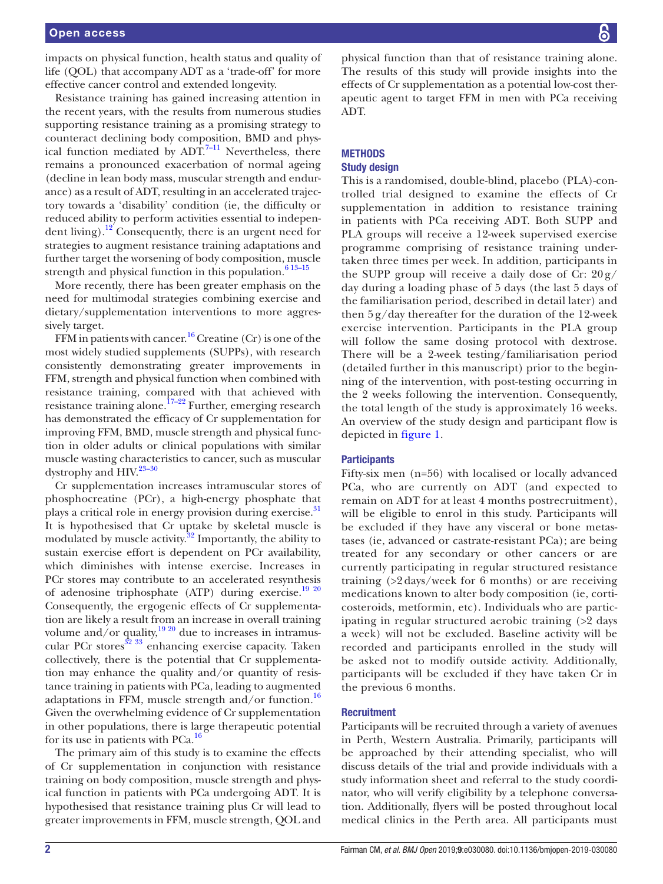impacts on physical function, health status and quality of life (QOL) that accompany ADT as a 'trade-off' for more effective cancer control and extended longevity.

Resistance training has gained increasing attention in the recent years, with the results from numerous studies supporting resistance training as a promising strategy to counteract declining body composition, BMD and physical function mediated by ADT.[7–11] Nevertheless, there remains a pronounced exacerbation of normal ageing (decline in lean body mass, muscular strength and endurance) as a result of ADT, resulting in an accelerated trajectory towards a 'disability' condition (ie, the difficulty or reduced ability to perform activities essential to independent living).[12] Consequently, there is an urgent need for strategies to augment resistance training adaptations and further target the worsening of body composition, muscle strength and physical function in this population.[6 13–15]

More recently, there has been greater emphasis on the need for multimodal strategies combining exercise and dietary/supplementation interventions to more aggressively target.

FFM in patients with cancer.[16] Creatine (Cr) is one of the most widely studied supplements (SUPPs), with research consistently demonstrating greater improvements in FFM, strength and physical function when combined with resistance training, compared with that achieved with resistance training alone.[17–22] Further, emerging research has demonstrated the efficacy of Cr supplementation for improving FFM, BMD, muscle strength and physical function in older adults or clinical populations with similar muscle wasting characteristics to cancer, such as muscular dystrophy and HIV.[23–30]

Cr supplementation increases intramuscular stores of phosphocreatine (PCr), a high-energy phosphate that plays a critical role in energy provision during exercise.[31] It is hypothesised that Cr uptake by skeletal muscle is modulated by muscle activity.[32] Importantly, the ability to sustain exercise effort is dependent on PCr availability, which diminishes with intense exercise. Increases in PCr stores may contribute to an accelerated resynthesis of adenosine triphosphate (ATP) during exercise.[19 20] Consequently, the ergogenic effects of Cr supplementation are likely a result from an increase in overall training volume and/or quality,[19 20] due to increases in intramuscular PCr stores[32 33] enhancing exercise capacity. Taken collectively, there is the potential that Cr supplementation may enhance the quality and/or quantity of resistance training in patients with PCa, leading to augmented adaptations in FFM, muscle strength and/or function.[16] Given the overwhelming evidence of Cr supplementation in other populations, there is large therapeutic potential for its use in patients with PCa.[16]

The primary aim of this study is to examine the effects of Cr supplementation in conjunction with resistance training on body composition, muscle strength and physical function in patients with PCa undergoing ADT. It is hypothesised that resistance training plus Cr will lead to greater improvements in FFM, muscle strength, QOL and physical function than that of resistance training alone. The results of this study will provide insights into the effects of Cr supplementation as a potential low-cost therapeutic agent to target FFM in men with PCa receiving ADT.

## METHODS

### Study design

This is a randomised, double-blind, placebo (PLA)-controlled trial designed to examine the effects of Cr supplementation in addition to resistance training in patients with PCa receiving ADT. Both SUPP and PLA groups will receive a 12-week supervised exercise programme comprising of resistance training undertaken three times per week. In addition, participants in the SUPP group will receive a daily dose of Cr: 20 g/day during a loading phase of 5 days (the last 5 days of the familiarisation period, described in detail later) and then 5 g/day thereafter for the duration of the 12-week exercise intervention. Participants in the PLA group will follow the same dosing protocol with dextrose. There will be a 2-week testing/familiarisation period (detailed further in this manuscript) prior to the beginning of the intervention, with post-testing occurring in the 2 weeks following the intervention. Consequently, the total length of the study is approximately 16 weeks. An overview of the study design and participant flow is depicted in figure 1.

### Participants

Fifty-six men (n=56) with localised or locally advanced PCa, who are currently on ADT (and expected to remain on ADT for at least 4 months postrecruitment), will be eligible to enrol in this study. Participants will be excluded if they have any visceral or bone metastases (ie, advanced or castrate-resistant PCa); are being treated for any secondary or other cancers or are currently participating in regular structured resistance training (>2 days/week for 6 months) or are receiving medications known to alter body composition (ie, corticosteroids, metformin, etc). Individuals who are participating in regular structured aerobic training (>2 days a week) will not be excluded. Baseline activity will be recorded and participants enrolled in the study will be asked not to modify outside activity. Additionally, participants will be excluded if they have taken Cr in the previous 6 months.

### Recruitment

Participants will be recruited through a variety of avenues in Perth, Western Australia. Primarily, participants will be approached by their attending specialist, who will discuss details of the trial and provide individuals with a study information sheet and referral to the study coordinator, who will verify eligibility by a telephone conversation. Additionally, flyers will be posted throughout local medical clinics in the Perth area. All participants must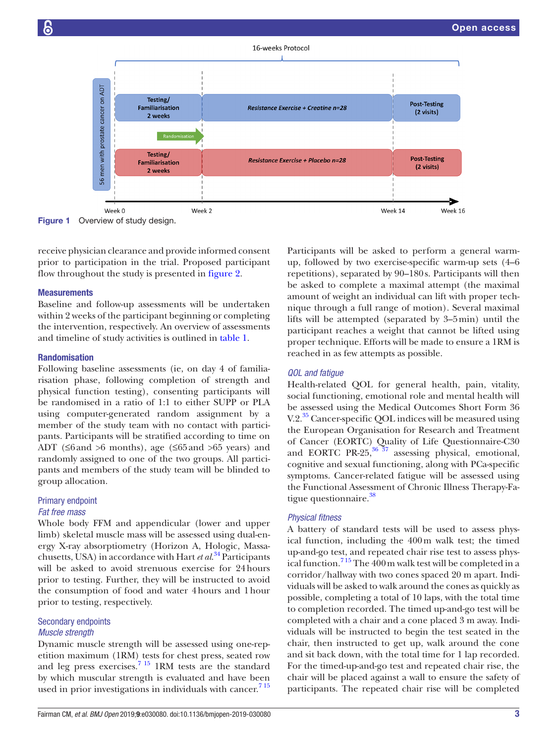Figure 1 Overview of study design.

receive physician clearance and provide informed consent prior to participation in the trial. Proposed participant flow throughout the study is presented in figure 2.

## Measurements

Baseline and follow-up assessments will be undertaken within 2 weeks of the participant beginning or completing the intervention, respectively. An overview of assessments and timeline of study activities is outlined in table 1.

## Randomisation

Following baseline assessments (ie, on day 4 of familiarisation phase, following completion of strength and physical function testing), consenting participants will be randomised in a ratio of 1:1 to either SUPP or PLA using computer-generated random assignment by a member of the study team with no contact with participants. Participants will be stratified according to time on ADT (≤6 and >6 months), age (≤65 and >65 years) and randomly assigned to one of the two groups. All participants and members of the study team will be blinded to group allocation.

## Primary endpoint

### *Fat free mass*

Whole body FFM and appendicular (lower and upper limb) skeletal muscle mass will be assessed using dual-energy X-ray absorptiometry (Horizon A, Hologic, Massachusetts, USA) in accordance with Hart *et al*.[34] Participants will be asked to avoid strenuous exercise for 24 hours prior to testing. Further, they will be instructed to avoid the consumption of food and water 4 hours and 1 hour prior to testing, respectively.

## Secondary endpoints

### *Muscle strength*

Dynamic muscle strength will be assessed using one-repetition maximum (1RM) tests for chest press, seated row and leg press exercises.[7,15] 1RM tests are the standard by which muscular strength is evaluated and have been used in prior investigations in individuals with cancer.[7,15] Participants will be asked to perform a general warm-up, followed by two exercise-specific warm-up sets (4–6 repetitions), separated by 90–180 s. Participants will then be asked to complete a maximal attempt (the maximal amount of weight an individual can lift with proper technique through a full range of motion). Several maximal lifts will be attempted (separated by 3–5 min) until the participant reaches a weight that cannot be lifted using proper technique. Efforts will be made to ensure a 1RM is reached in as few attempts as possible.

### *QOL and fatigue*

Health-related QOL for general health, pain, vitality, social functioning, emotional role and mental health will be assessed using the Medical Outcomes Short Form 36 V.2.[35] Cancer-specific QOL indices will be measured using the European Organisation for Research and Treatment of Cancer (EORTC) Quality of Life Questionnaire-C30 and EORTC PR-25,[36,37] assessing physical, emotional, cognitive and sexual functioning, along with PCa-specific symptoms. Cancer-related fatigue will be assessed using the Functional Assessment of Chronic Illness Therapy-Fatigue questionnaire.[38]

### *Physical fitness*

A battery of standard tests will be used to assess physical function, including the 400 m walk test; the timed up-and-go test, and repeated chair rise test to assess physical function.[7,15] The 400 m walk test will be completed in a corridor/hallway with two cones spaced 20 m apart. Individuals will be asked to walk around the cones as quickly as possible, completing a total of 10 laps, with the total time to completion recorded. The timed up-and-go test will be completed with a chair and a cone placed 3 m away. Individuals will be instructed to begin the test seated in the chair, then instructed to get up, walk around the cone and sit back down, with the total time for 1 lap recorded. For the timed-up-and-go test and repeated chair rise, the chair will be placed against a wall to ensure the safety of participants. The repeated chair rise will be completed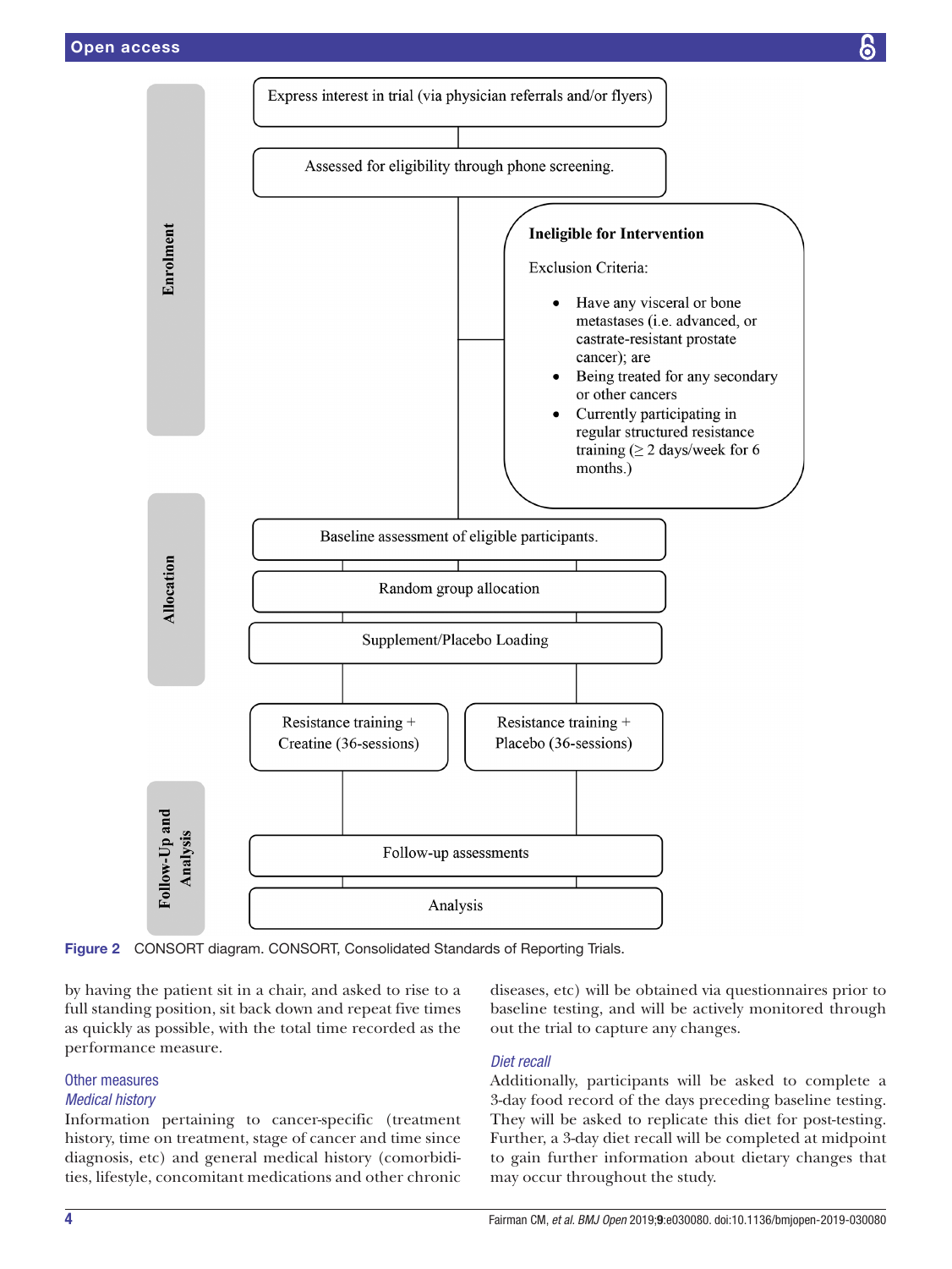Express interest in trial (via physician referrals and/or flyers)

Assessed for eligibility through phone screening.

**Ineligible for Intervention**

Exclusion Criteria:

- Have any visceral or bone metastases (i.e. advanced, or castrate-resistant prostate cancer); are
- Being treated for any secondary or other cancers
- Currently participating in regular structured resistance training (≥ 2 days/week for 6 months.)

Baseline assessment of eligible participants.

Random group allocation

Supplement/Placebo Loading

Resistance training + Creatine (36-sessions) | Resistance training + Placebo (36-sessions)

Follow-up assessments

Analysis

Enrolment | Allocation | Follow-Up and Analysis

**Figure 2** CONSORT diagram. CONSORT, Consolidated Standards of Reporting Trials.

by having the patient sit in a chair, and asked to rise to a full standing position, sit back down and repeat five times as quickly as possible, with the total time recorded as the performance measure.

## Other measures

### *Medical history*

Information pertaining to cancer-specific (treatment history, time on treatment, stage of cancer and time since diagnosis, etc) and general medical history (comorbidities, lifestyle, concomitant medications and other chronic diseases, etc) will be obtained via questionnaires prior to baseline testing, and will be actively monitored throughout the trial to capture any changes.

### *Diet recall*

Additionally, participants will be asked to complete a 3-day food record of the days preceding baseline testing. They will be asked to replicate this diet for post-testing. Further, a 3-day diet recall will be completed at midpoint to gain further information about dietary changes that may occur throughout the study.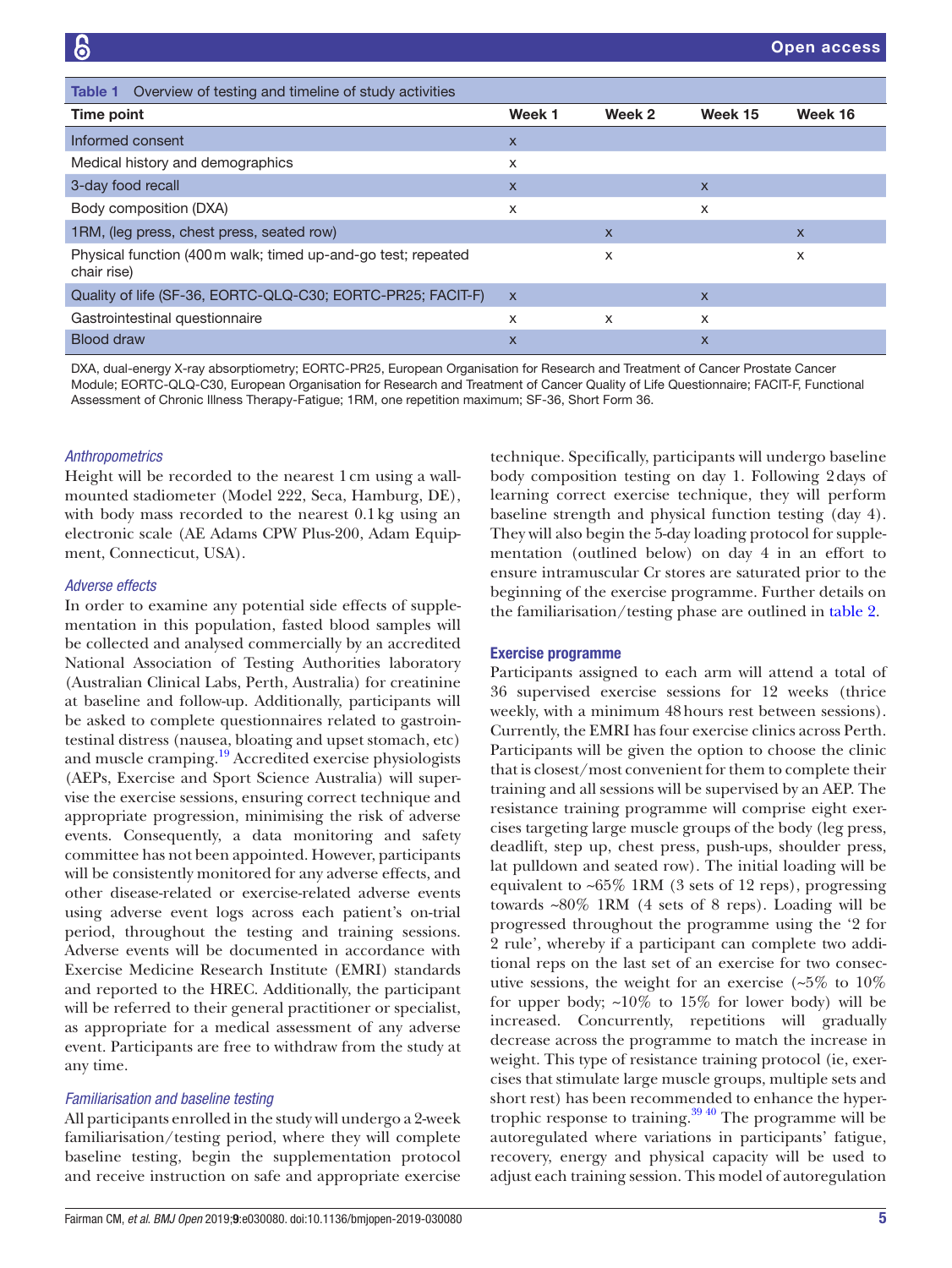**Table 1** Overview of testing and timeline of study activities

| Time point | Week 1 | Week 2 | Week 15 | Week 16 |
|---|---|---|---|---|
| Informed consent | x | | | |
| Medical history and demographics | x | | | |
| 3-day food recall | x | | x | |
| Body composition (DXA) | x | | x | |
| 1RM, (leg press, chest press, seated row) | | x | | x |
| Physical function (400 m walk; timed up-and-go test; repeated chair rise) | | x | | x |
| Quality of life (SF-36, EORTC-QLQ-C30; EORTC-PR25; FACIT-F) | x | | x | |
| Gastrointestinal questionnaire | x | x | x | |
| Blood draw | x | | x | |

DXA, dual-energy X-ray absorptiometry; EORTC-PR25, European Organisation for Research and Treatment of Cancer Prostate Cancer Module; EORTC-QLQ-C30, European Organisation for Research and Treatment of Cancer Quality of Life Questionnaire; FACIT-F, Functional Assessment of Chronic Illness Therapy-Fatigue; 1RM, one repetition maximum; SF-36, Short Form 36.

### *Anthropometrics*

Height will be recorded to the nearest 1 cm using a wall-mounted stadiometer (Model 222, Seca, Hamburg, DE), with body mass recorded to the nearest 0.1 kg using an electronic scale (AE Adams CPW Plus-200, Adam Equipment, Connecticut, USA).

### *Adverse effects*

In order to examine any potential side effects of supplementation in this population, fasted blood samples will be collected and analysed commercially by an accredited National Association of Testing Authorities laboratory (Australian Clinical Labs, Perth, Australia) for creatinine at baseline and follow-up. Additionally, participants will be asked to complete questionnaires related to gastrointestinal distress (nausea, bloating and upset stomach, etc) and muscle cramping.[19] Accredited exercise physiologists (AEPs, Exercise and Sport Science Australia) will supervise the exercise sessions, ensuring correct technique and appropriate progression, minimising the risk of adverse events. Consequently, a data monitoring and safety committee has not been appointed. However, participants will be consistently monitored for any adverse effects, and other disease-related or exercise-related adverse events using adverse event logs across each patient's on-trial period, throughout the testing and training sessions. Adverse events will be documented in accordance with Exercise Medicine Research Institute (EMRI) standards and reported to the HREC. Additionally, the participant will be referred to their general practitioner or specialist, as appropriate for a medical assessment of any adverse event. Participants are free to withdraw from the study at any time.

### *Familiarisation and baseline testing*

All participants enrolled in the study will undergo a 2-week familiarisation/testing period, where they will complete baseline testing, begin the supplementation protocol and receive instruction on safe and appropriate exercise technique. Specifically, participants will undergo baseline body composition testing on day 1. Following 2 days of learning correct exercise technique, they will perform baseline strength and physical function testing (day 4). They will also begin the 5-day loading protocol for supplementation (outlined below) on day 4 in an effort to ensure intramuscular Cr stores are saturated prior to the beginning of the exercise programme. Further details on the familiarisation/testing phase are outlined in table 2.

### Exercise programme

Participants assigned to each arm will attend a total of 36 supervised exercise sessions for 12 weeks (thrice weekly, with a minimum 48 hours rest between sessions). Currently, the EMRI has four exercise clinics across Perth. Participants will be given the option to choose the clinic that is closest/most convenient for them to complete their training and all sessions will be supervised by an AEP. The resistance training programme will comprise eight exercises targeting large muscle groups of the body (leg press, deadlift, step up, chest press, push-ups, shoulder press, lat pulldown and seated row). The initial loading will be equivalent to ~65% 1RM (3 sets of 12 reps), progressing towards ~80% 1RM (4 sets of 8 reps). Loading will be progressed throughout the programme using the '2 for 2 rule', whereby if a participant can complete two additional reps on the last set of an exercise for two consecutive sessions, the weight for an exercise (~5% to 10% for upper body; ~10% to 15% for lower body) will be increased. Concurrently, repetitions will gradually decrease across the programme to match the increase in weight. This type of resistance training protocol (ie, exercises that stimulate large muscle groups, multiple sets and short rest) has been recommended to enhance the hypertrophic response to training.[39 40] The programme will be autoregulated where variations in participants' fatigue, recovery, energy and physical capacity will be used to adjust each training session. This model of autoregulation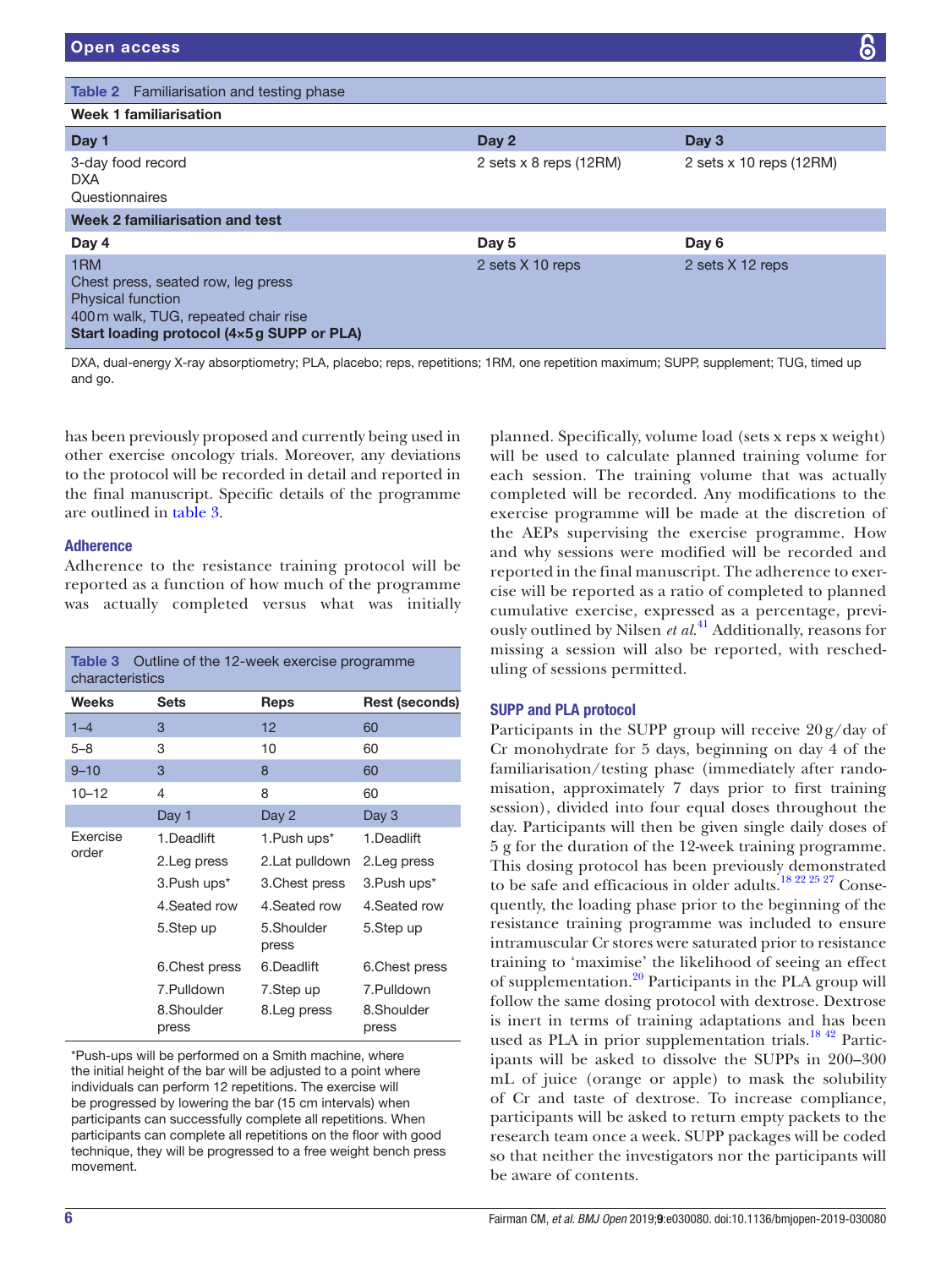**Table 2** Familiarisation and testing phase

| Week 1 familiarisation | | |
|---|---|---|
| **Day 1** | **Day 2** | **Day 3** |
| 3-day food record<br>DXA<br>Questionnaires | 2 sets x 8 reps (12RM) | 2 sets x 10 reps (12RM) |
| **Week 2 familiarisation and test** | | |
| **Day 4** | **Day 5** | **Day 6** |
| 1RM<br>Chest press, seated row, leg press<br>Physical function<br>400 m walk, TUG, repeated chair rise<br>**Start loading protocol (4×5 g SUPP or PLA)** | 2 sets X 10 reps | 2 sets X 12 reps |

DXA, dual-energy X-ray absorptiometry; PLA, placebo; reps, repetitions; 1RM, one repetition maximum; SUPP, supplement; TUG, timed up and go.

has been previously proposed and currently being used in other exercise oncology trials. Moreover, any deviations to the protocol will be recorded in detail and reported in the final manuscript. Specific details of the programme are outlined in table 3.

### Adherence

Adherence to the resistance training protocol will be reported as a function of how much of the programme was actually completed versus what was initially planned. Specifically, volume load (sets x reps x weight) will be used to calculate planned training volume for each session. The training volume that was actually completed will be recorded. Any modifications to the exercise programme will be made at the discretion of the AEPs supervising the exercise programme. How and why sessions were modified will be recorded and reported in the final manuscript. The adherence to exercise will be reported as a ratio of completed to planned cumulative exercise, expressed as a percentage, previously outlined by Nilsen *et al*.[41] Additionally, reasons for missing a session will also be reported, with rescheduling of sessions permitted.

**Table 3** Outline of the 12-week exercise programme characteristics

| Weeks | Sets | Reps | Rest (seconds) |
|---|---|---|---|
| 1–4 | 3 | 12 | 60 |
| 5–8 | 3 | 10 | 60 |
| 9–10 | 3 | 8 | 60 |
| 10–12 | 4 | 8 | 60 |
| | Day 1 | Day 2 | Day 3 |
| Exercise order | 1.Deadlift | 1.Push ups* | 1.Deadlift |
| | 2.Leg press | 2.Lat pulldown | 2.Leg press |
| | 3.Push ups* | 3.Chest press | 3.Push ups* |
| | 4.Seated row | 4.Seated row | 4.Seated row |
| | 5.Step up | 5.Shoulder press | 5.Step up |
| | 6.Chest press | 6.Deadlift | 6.Chest press |
| | 7.Pulldown | 7.Step up | 7.Pulldown |
| | 8.Shoulder press | 8.Leg press | 8.Shoulder press |

*Push-ups will be performed on a Smith machine, where the initial height of the bar will be adjusted to a point where individuals can perform 12 repetitions. The exercise will be progressed by lowering the bar (15 cm intervals) when participants can successfully complete all repetitions. When participants can complete all repetitions on the floor with good technique, they will be progressed to a free weight bench press movement.

### SUPP and PLA protocol

Participants in the SUPP group will receive 20 g/day of Cr monohydrate for 5 days, beginning on day 4 of the familiarisation/testing phase (immediately after randomisation, approximately 7 days prior to first training session), divided into four equal doses throughout the day. Participants will then be given single daily doses of 5 g for the duration of the 12-week training programme. This dosing protocol has been previously demonstrated to be safe and efficacious in older adults.[18 22 25 27] Consequently, the loading phase prior to the beginning of the resistance training programme was included to ensure intramuscular Cr stores were saturated prior to resistance training to 'maximise' the likelihood of seeing an effect of supplementation.[20] Participants in the PLA group will follow the same dosing protocol with dextrose. Dextrose is inert in terms of training adaptations and has been used as PLA in prior supplementation trials.[18 42] Participants will be asked to dissolve the SUPPs in 200–300 mL of juice (orange or apple) to mask the solubility of Cr and taste of dextrose. To increase compliance, participants will be asked to return empty packets to the research team once a week. SUPP packages will be coded so that neither the investigators nor the participants will be aware of contents.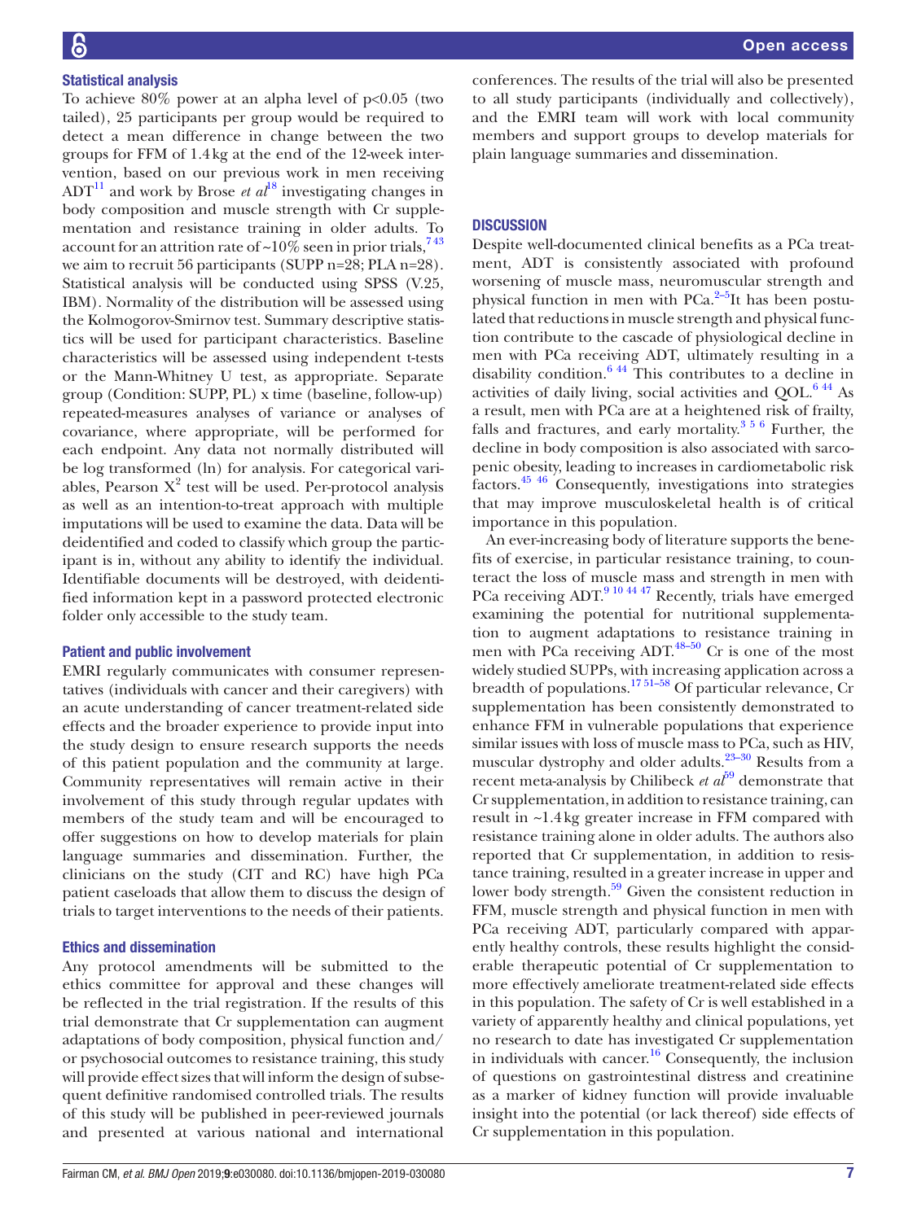### Statistical analysis

To achieve 80% power at an alpha level of p<0.05 (two tailed), 25 participants per group would be required to detect a mean difference in change between the two groups for FFM of 1.4kg at the end of the 12-week intervention, based on our previous work in men receiving ADT[11] and work by Brose *et al*[18] investigating changes in body composition and muscle strength with Cr supplementation and resistance training in older adults. To account for an attrition rate of ~10% seen in prior trials,[7 43] we aim to recruit 56 participants (SUPP n=28; PLA n=28). Statistical analysis will be conducted using SPSS (V.25, IBM). Normality of the distribution will be assessed using the Kolmogorov-Smirnov test. Summary descriptive statistics will be used for participant characteristics. Baseline characteristics will be assessed using independent t-tests or the Mann-Whitney U test, as appropriate. Separate group (Condition: SUPP, PL) x time (baseline, follow-up) repeated-measures analyses of variance or analyses of covariance, where appropriate, will be performed for each endpoint. Any data not normally distributed will be log transformed (ln) for analysis. For categorical variables, Pearson $X^2$ test will be used. Per-protocol analysis as well as an intention-to-treat approach with multiple imputations will be used to examine the data. Data will be deidentified and coded to classify which group the participant is in, without any ability to identify the individual. Identifiable documents will be destroyed, with deidentified information kept in a password protected electronic folder only accessible to the study team.

### Patient and public involvement

EMRI regularly communicates with consumer representatives (individuals with cancer and their caregivers) with an acute understanding of cancer treatment-related side effects and the broader experience to provide input into the study design to ensure research supports the needs of this patient population and the community at large. Community representatives will remain active in their involvement of this study through regular updates with members of the study team and will be encouraged to offer suggestions on how to develop materials for plain language summaries and dissemination. Further, the clinicians on the study (CIT and RC) have high PCa patient caseloads that allow them to discuss the design of trials to target interventions to the needs of their patients.

### Ethics and dissemination

Any protocol amendments will be submitted to the ethics committee for approval and these changes will be reflected in the trial registration. If the results of this trial demonstrate that Cr supplementation can augment adaptations of body composition, physical function and/or psychosocial outcomes to resistance training, this study will provide effect sizes that will inform the design of subsequent definitive randomised controlled trials. The results of this study will be published in peer-reviewed journals and presented at various national and international conferences. The results of the trial will also be presented to all study participants (individually and collectively), and the EMRI team will work with local community members and support groups to develop materials for plain language summaries and dissemination.

## DISCUSSION

Despite well-documented clinical benefits as a PCa treatment, ADT is consistently associated with profound worsening of muscle mass, neuromuscular strength and physical function in men with PCa.[2–5]It has been postulated that reductions in muscle strength and physical function contribute to the cascade of physiological decline in men with PCa receiving ADT, ultimately resulting in a disability condition.[6 44] This contributes to a decline in activities of daily living, social activities and QOL.[6 44] As a result, men with PCa are at a heightened risk of frailty, falls and fractures, and early mortality.[3 5 6] Further, the decline in body composition is also associated with sarcopenic obesity, leading to increases in cardiometabolic risk factors.[45 46] Consequently, investigations into strategies that may improve musculoskeletal health is of critical importance in this population.

An ever-increasing body of literature supports the benefits of exercise, in particular resistance training, to counteract the loss of muscle mass and strength in men with PCa receiving ADT.[9 10 44 47] Recently, trials have emerged examining the potential for nutritional supplementation to augment adaptations to resistance training in men with PCa receiving ADT.[48–50] Cr is one of the most widely studied SUPPs, with increasing application across a breadth of populations.[17 51–58] Of particular relevance, Cr supplementation has been consistently demonstrated to enhance FFM in vulnerable populations that experience similar issues with loss of muscle mass to PCa, such as HIV, muscular dystrophy and older adults.[23–30] Results from a recent meta-analysis by Chilibeck *et al*[59] demonstrate that Cr supplementation, in addition to resistance training, can result in ~1.4kg greater increase in FFM compared with resistance training alone in older adults. The authors also reported that Cr supplementation, in addition to resistance training, resulted in a greater increase in upper and lower body strength.[59] Given the consistent reduction in FFM, muscle strength and physical function in men with PCa receiving ADT, particularly compared with apparently healthy controls, these results highlight the considerable therapeutic potential of Cr supplementation to more effectively ameliorate treatment-related side effects in this population. The safety of Cr is well established in a variety of apparently healthy and clinical populations, yet no research to date has investigated Cr supplementation in individuals with cancer.[16] Consequently, the inclusion of questions on gastrointestinal distress and creatinine as a marker of kidney function will provide invaluable insight into the potential (or lack thereof) side effects of Cr supplementation in this population.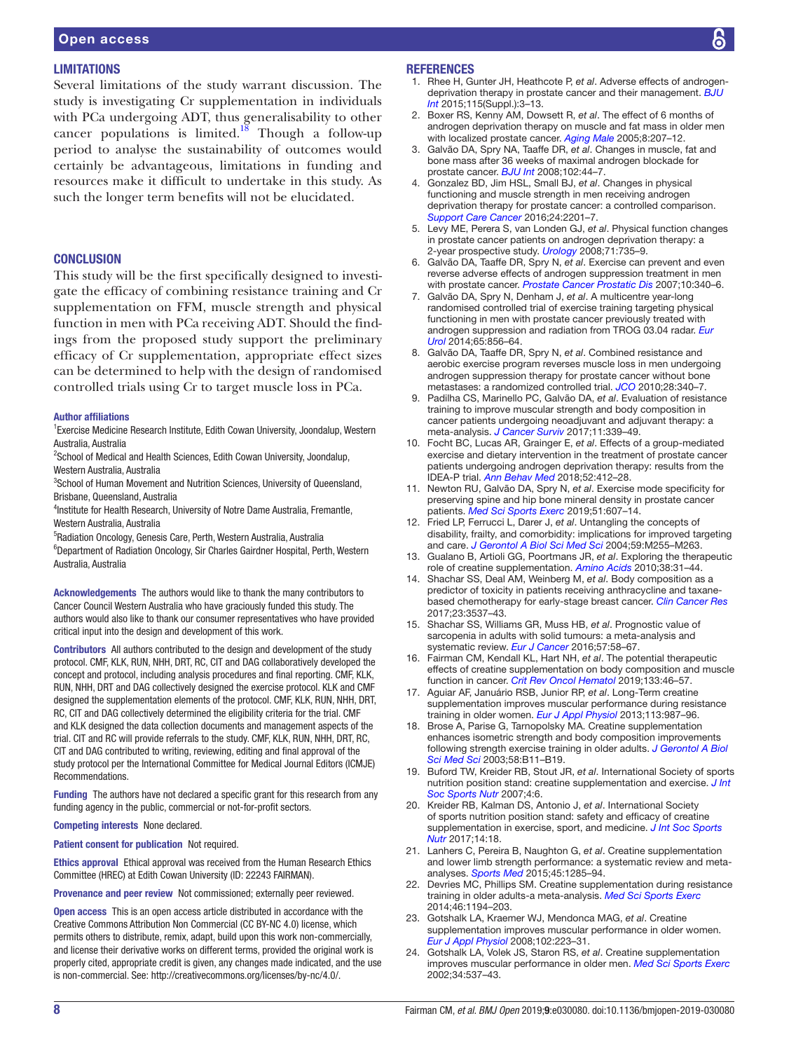## LIMITATIONS

Several limitations of the study warrant discussion. The study is investigating Cr supplementation in individuals with PCa undergoing ADT, thus generalisability to other cancer populations is limited.[18] Though a follow-up period to analyse the sustainability of outcomes would certainly be advantageous, limitations in funding and resources make it difficult to undertake in this study. As such the longer term benefits will not be elucidated.

## CONCLUSION

This study will be the first specifically designed to investigate the efficacy of combining resistance training and Cr supplementation on FFM, muscle strength and physical function in men with PCa receiving ADT. Should the findings from the proposed study support the preliminary efficacy of Cr supplementation, appropriate effect sizes can be determined to help with the design of randomised controlled trials using Cr to target muscle loss in PCa.

**Author affiliations**

[1]Exercise Medicine Research Institute, Edith Cowan University, Joondalup, Western Australia, Australia

[2]School of Medical and Health Sciences, Edith Cowan University, Joondalup, Western Australia, Australia

[3]School of Human Movement and Nutrition Sciences, University of Queensland, Brisbane, Queensland, Australia

[4]Institute for Health Research, University of Notre Dame Australia, Fremantle, Western Australia, Australia

[5]Radiation Oncology, Genesis Care, Perth, Western Australia, Australia

[6]Department of Radiation Oncology, Sir Charles Gairdner Hospital, Perth, Western Australia, Australia

**Acknowledgements** The authors would like to thank the many contributors to Cancer Council Western Australia who have graciously funded this study. The authors would also like to thank our consumer representatives who have provided critical input into the design and development of this work.

**Contributors** All authors contributed to the design and development of the study protocol. CMF, KLK, RUN, NHH, DRT, RC, CIT and DAG collaboratively developed the concept and protocol, including analysis procedures and final reporting. CMF, KLK, RUN, NHH, DRT and DAG collectively designed the exercise protocol. KLK and CMF designed the supplementation elements of the protocol. CMF, KLK, RUN, NHH, DRT, RC, CIT and DAG collectively determined the eligibility criteria for the trial. CMF and KLK designed the data collection documents and management aspects of the trial. CIT and RC will provide referrals to the study. CMF, KLK, RUN, NHH, DRT, RC, CIT and DAG contributed to writing, reviewing, editing and final approval of the study protocol per the International Committee for Medical Journal Editors (ICMJE) Recommendations.

**Funding** The authors have not declared a specific grant for this research from any funding agency in the public, commercial or not-for-profit sectors.

**Competing interests** None declared.

**Patient consent for publication** Not required.

**Ethics approval** Ethical approval was received from the Human Research Ethics Committee (HREC) at Edith Cowan University (ID: 22243 FAIRMAN).

**Provenance and peer review** Not commissioned; externally peer reviewed.

**Open access** This is an open access article distributed in accordance with the Creative Commons Attribution Non Commercial (CC BY-NC 4.0) license, which permits others to distribute, remix, adapt, build upon this work non-commercially, and license their derivative works on different terms, provided the original work is properly cited, appropriate credit is given, any changes made indicated, and the use is non-commercial. See: http://creativecommons.org/licenses/by-nc/4.0/.

## REFERENCES

1. Rhee H, Gunter JH, Heathcote P, *et al*. Adverse effects of androgen-deprivation therapy in prostate cancer and their management. *BJU Int* 2015;115(Suppl.):3–13.
2. Boxer RS, Kenny AM, Dowsett R, *et al*. The effect of 6 months of androgen deprivation therapy on muscle and fat mass in older men with localized prostate cancer. *Aging Male* 2005;8:207–12.
3. Galvão DA, Spry NA, Taaffe DR, *et al*. Changes in muscle, fat and bone mass after 36 weeks of maximal androgen blockade for prostate cancer. *BJU Int* 2008;102:44–7.
4. Gonzalez BD, Jim HSL, Small BJ, *et al*. Changes in physical functioning and muscle strength in men receiving androgen deprivation therapy for prostate cancer: a controlled comparison. *Support Care Cancer* 2016;24:2201–7.
5. Levy ME, Perera S, van Londen GJ, *et al*. Physical function changes in prostate cancer patients on androgen deprivation therapy: a 2-year prospective study. *Urology* 2008;71:735–9.
6. Galvão DA, Taaffe DR, Spry N, *et al*. Exercise can prevent and even reverse adverse effects of androgen suppression treatment in men with prostate cancer. *Prostate Cancer Prostatic Dis* 2007;10:340–6.
7. Galvão DA, Spry N, Denham J, *et al*. A multicentre year-long randomised controlled trial of exercise training targeting physical functioning in men with prostate cancer previously treated with androgen suppression and radiation from TROG 03.04 radar. *Eur Urol* 2014;65:856–64.
8. Galvão DA, Taaffe DR, Spry N, *et al*. Combined resistance and aerobic exercise program reverses muscle loss in men undergoing androgen suppression therapy for prostate cancer without bone metastases: a randomized controlled trial. *JCO* 2010;28:340–7.
9. Padilha CS, Marinello PC, Galvão DA, *et al*. Evaluation of resistance training to improve muscular strength and body composition in cancer patients undergoing neoadjuvant and adjuvant therapy: a meta-analysis. *J Cancer Surviv* 2017;11:339–49.
10. Focht BC, Lucas AR, Grainger E, *et al*. Effects of a group-mediated exercise and dietary intervention in the treatment of prostate cancer patients undergoing androgen deprivation therapy: results from the IDEA-P trial. *Ann Behav Med* 2018;52:412–28.
11. Newton RU, Galvão DA, Spry N, *et al*. Exercise mode specificity for preserving spine and hip bone mineral density in prostate cancer patients. *Med Sci Sports Exerc* 2019;51:607–14.
12. Fried LP, Ferrucci L, Darer J, *et al*. Untangling the concepts of disability, frailty, and comorbidity: implications for improved targeting and care. *J Gerontol A Biol Sci Med Sci* 2004;59:M255–M263.
13. Gualano B, Artioli GG, Poortmans JR, *et al*. Exploring the therapeutic role of creatine supplementation. *Amino Acids* 2010;38:31–44.
14. Shachar SS, Deal AM, Weinberg M, *et al*. Body composition as a predictor of toxicity in patients receiving anthracycline and taxane-based chemotherapy for early-stage breast cancer. *Clin Cancer Res* 2017;23:3537–43.
15. Shachar SS, Williams GR, Muss HB, *et al*. Prognostic value of sarcopenia in adults with solid tumours: a meta-analysis and systematic review. *Eur J Cancer* 2016;57:58–67.
16. Fairman CM, Kendall KL, Hart NH, *et al*. The potential therapeutic effects of creatine supplementation on body composition and muscle function in cancer. *Crit Rev Oncol Hematol* 2019;133:46–57.
17. Aguiar AF, Januário RSB, Junior RP, *et al*. Long-Term creatine supplementation improves muscular performance during resistance training in older women. *Eur J Appl Physiol* 2013;113:987–96.
18. Brose A, Parise G, Tarnopolsky MA. Creatine supplementation enhances isometric strength and body composition improvements following strength exercise training in older adults. *J Gerontol A Biol Sci Med Sci* 2003;58:B11–B19.
19. Buford TW, Kreider RB, Stout JR, *et al*. International Society of sports nutrition position stand: creatine supplementation and exercise. *J Int Soc Sports Nutr* 2007;4:6.
20. Kreider RB, Kalman DS, Antonio J, *et al*. International Society of sports nutrition position stand: safety and efficacy of creatine supplementation in exercise, sport, and medicine. *J Int Soc Sports Nutr* 2017;14:18.
21. Lanhers C, Pereira B, Naughton G, *et al*. Creatine supplementation and lower limb strength performance: a systematic review and meta-analyses. *Sports Med* 2015;45:1285–94.
22. Devries MC, Phillips SM. Creatine supplementation during resistance training in older adults-a meta-analysis. *Med Sci Sports Exerc* 2014;46:1194–203.
23. Gotshalk LA, Kraemer WJ, Mendonca MAG, *et al*. Creatine supplementation improves muscular performance in older women. *Eur J Appl Physiol* 2008;102:223–31.
24. Gotshalk LA, Volek JS, Staron RS, *et al*. Creatine supplementation improves muscular performance in older men. *Med Sci Sports Exerc* 2002;34:537–43.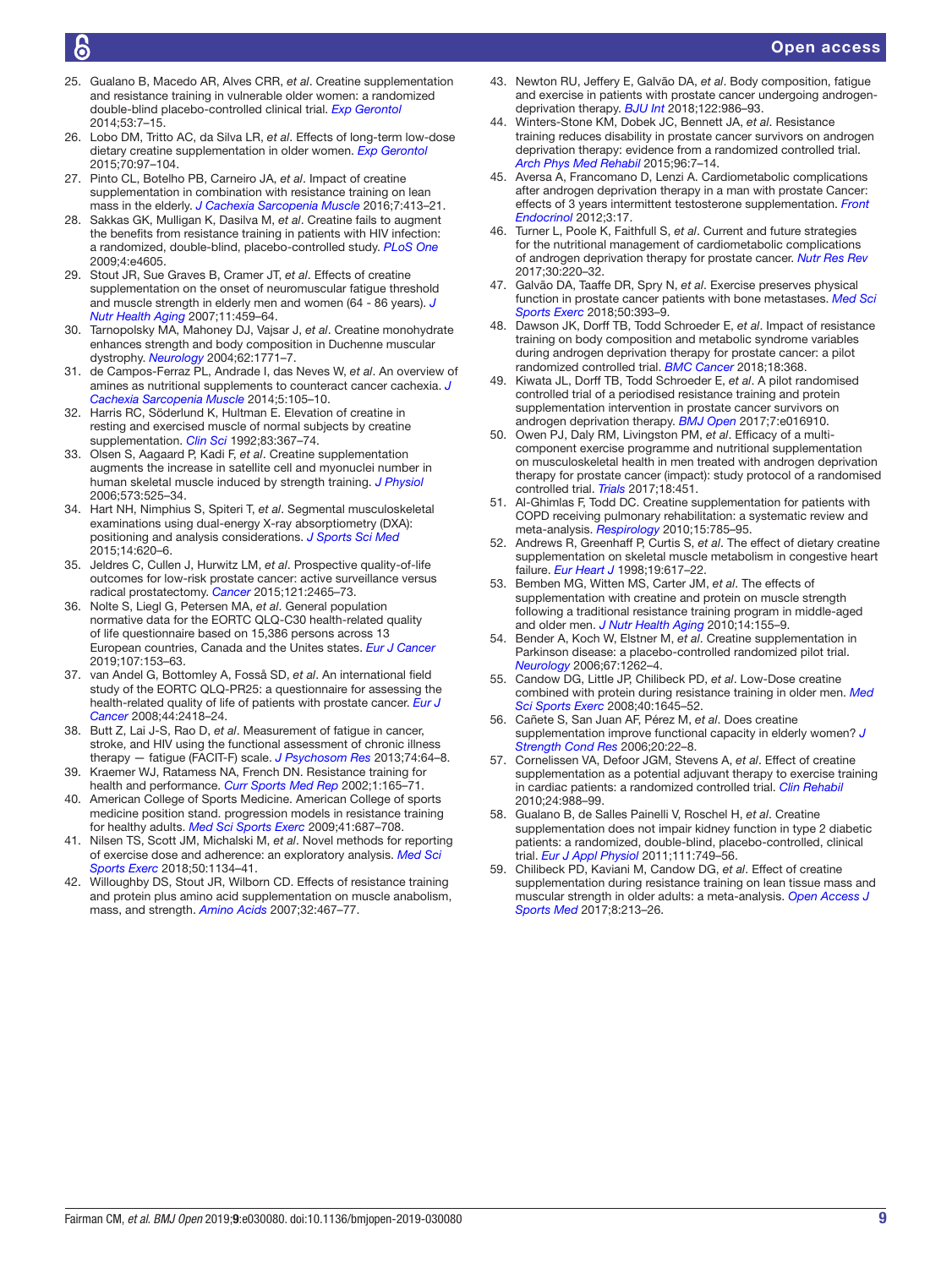25. Gualano B, Macedo AR, Alves CRR, *et al*. Creatine supplementation and resistance training in vulnerable older women: a randomized double-blind placebo-controlled clinical trial. *Exp Gerontol* 2014;53:7–15.
26. Lobo DM, Tritto AC, da Silva LR, *et al*. Effects of long-term low-dose dietary creatine supplementation in older women. *Exp Gerontol* 2015;70:97–104.
27. Pinto CL, Botelho PB, Carneiro JA, *et al*. Impact of creatine supplementation in combination with resistance training on lean mass in the elderly. *J Cachexia Sarcopenia Muscle* 2016;7:413–21.
28. Sakkas GK, Mulligan K, Dasilva M, *et al*. Creatine fails to augment the benefits from resistance training in patients with HIV infection: a randomized, double-blind, placebo-controlled study. *PLoS One* 2009;4:e4605.
29. Stout JR, Sue Graves B, Cramer JT, *et al*. Effects of creatine supplementation on the onset of neuromuscular fatigue threshold and muscle strength in elderly men and women (64 - 86 years). *J Nutr Health Aging* 2007;11:459–64.
30. Tarnopolsky MA, Mahoney DJ, Vajsar J, *et al*. Creatine monohydrate enhances strength and body composition in Duchenne muscular dystrophy. *Neurology* 2004;62:1771–7.
31. de Campos-Ferraz PL, Andrade I, das Neves W, *et al*. An overview of amines as nutritional supplements to counteract cancer cachexia. *J Cachexia Sarcopenia Muscle* 2014;5:105–10.
32. Harris RC, Söderlund K, Hultman E. Elevation of creatine in resting and exercised muscle of normal subjects by creatine supplementation. *Clin Sci* 1992;83:367–74.
33. Olsen S, Aagaard P, Kadi F, *et al*. Creatine supplementation augments the increase in satellite cell and myonuclei number in human skeletal muscle induced by strength training. *J Physiol* 2006;573:525–34.
34. Hart NH, Nimphius S, Spiteri T, *et al*. Segmental musculoskeletal examinations using dual-energy X-ray absorptiometry (DXA): positioning and analysis considerations. *J Sports Sci Med* 2015;14:620–6.
35. Jeldres C, Cullen J, Hurwitz LM, *et al*. Prospective quality-of-life outcomes for low-risk prostate cancer: active surveillance versus radical prostatectomy. *Cancer* 2015;121:2465–73.
36. Nolte S, Liegl G, Petersen MA, *et al*. General population normative data for the EORTC QLQ-C30 health-related quality of life questionnaire based on 15,386 persons across 13 European countries, Canada and the Unites states. *Eur J Cancer* 2019;107:153–63.
37. van Andel G, Bottomley A, Fosså SD, *et al*. An international field study of the EORTC QLQ-PR25: a questionnaire for assessing the health-related quality of life of patients with prostate cancer. *Eur J Cancer* 2008;44:2418–24.
38. Butt Z, Lai J-S, Rao D, *et al*. Measurement of fatigue in cancer, stroke, and HIV using the functional assessment of chronic illness therapy — fatigue (FACIT-F) scale. *J Psychosom Res* 2013;74:64–8.
39. Kraemer WJ, Ratamess NA, French DN. Resistance training for health and performance. *Curr Sports Med Rep* 2002;1:165–71.
40. American College of Sports Medicine. American College of sports medicine position stand. progression models in resistance training for healthy adults. *Med Sci Sports Exerc* 2009;41:687–708.
41. Nilsen TS, Scott JM, Michalski M, *et al*. Novel methods for reporting of exercise dose and adherence: an exploratory analysis. *Med Sci Sports Exerc* 2018;50:1134–41.
42. Willoughby DS, Stout JR, Wilborn CD. Effects of resistance training and protein plus amino acid supplementation on muscle anabolism, mass, and strength. *Amino Acids* 2007;32:467–77.
43. Newton RU, Jeffery E, Galvão DA, *et al*. Body composition, fatigue and exercise in patients with prostate cancer undergoing androgen-deprivation therapy. *BJU Int* 2018;122:986–93.
44. Winters-Stone KM, Dobek JC, Bennett JA, *et al*. Resistance training reduces disability in prostate cancer survivors on androgen deprivation therapy: evidence from a randomized controlled trial. *Arch Phys Med Rehabil* 2015;96:7–14.
45. Aversa A, Francomano D, Lenzi A. Cardiometabolic complications after androgen deprivation therapy in a man with prostate Cancer: effects of 3 years intermittent testosterone supplementation. *Front Endocrinol* 2012;3:17.
46. Turner L, Poole K, Faithfull S, *et al*. Current and future strategies for the nutritional management of cardiometabolic complications of androgen deprivation therapy for prostate cancer. *Nutr Res Rev* 2017;30:220–32.
47. Galvão DA, Taaffe DR, Spry N, *et al*. Exercise preserves physical function in prostate cancer patients with bone metastases. *Med Sci Sports Exerc* 2018;50:393–9.
48. Dawson JK, Dorff TB, Todd Schroeder E, *et al*. Impact of resistance training on body composition and metabolic syndrome variables during androgen deprivation therapy for prostate cancer: a pilot randomized controlled trial. *BMC Cancer* 2018;18:368.
49. Kiwata JL, Dorff TB, Todd Schroeder E, *et al*. A pilot randomised controlled trial of a periodised resistance training and protein supplementation intervention in prostate cancer survivors on androgen deprivation therapy. *BMJ Open* 2017;7:e016910.
50. Owen PJ, Daly RM, Livingston PM, *et al*. Efficacy of a multi-component exercise programme and nutritional supplementation on musculoskeletal health in men treated with androgen deprivation therapy for prostate cancer (impact): study protocol of a randomised controlled trial. *Trials* 2017;18:451.
51. Al-Ghimlas F, Todd DC. Creatine supplementation for patients with COPD receiving pulmonary rehabilitation: a systematic review and meta-analysis. *Respirology* 2010;15:785–95.
52. Andrews R, Greenhaff P, Curtis S, *et al*. The effect of dietary creatine supplementation on skeletal muscle metabolism in congestive heart failure. *Eur Heart J* 1998;19:617–22.
53. Bemben MG, Witten MS, Carter JM, *et al*. The effects of supplementation with creatine and protein on muscle strength following a traditional resistance training program in middle-aged and older men. *J Nutr Health Aging* 2010;14:155–9.
54. Bender A, Koch W, Elstner M, *et al*. Creatine supplementation in Parkinson disease: a placebo-controlled randomized pilot trial. *Neurology* 2006;67:1262–4.
55. Candow DG, Little JP, Chilibeck PD, *et al*. Low-Dose creatine combined with protein during resistance training in older men. *Med Sci Sports Exerc* 2008;40:1645–52.
56. Cañete S, San Juan AF, Pérez M, *et al*. Does creatine supplementation improve functional capacity in elderly women? *J Strength Cond Res* 2006;20:22–8.
57. Cornelissen VA, Defoor JGM, Stevens A, *et al*. Effect of creatine supplementation as a potential adjuvant therapy to exercise training in cardiac patients: a randomized controlled trial. *Clin Rehabil* 2010;24:988–99.
58. Gualano B, de Salles Painelli V, Roschel H, *et al*. Creatine supplementation does not impair kidney function in type 2 diabetic patients: a randomized, double-blind, placebo-controlled, clinical trial. *Eur J Appl Physiol* 2011;111:749–56.
59. Chilibeck PD, Kaviani M, Candow DG, *et al*. Effect of creatine supplementation during resistance training on lean tissue mass and muscular strength in older adults: a meta-analysis. *Open Access J Sports Med* 2017;8:213–26.